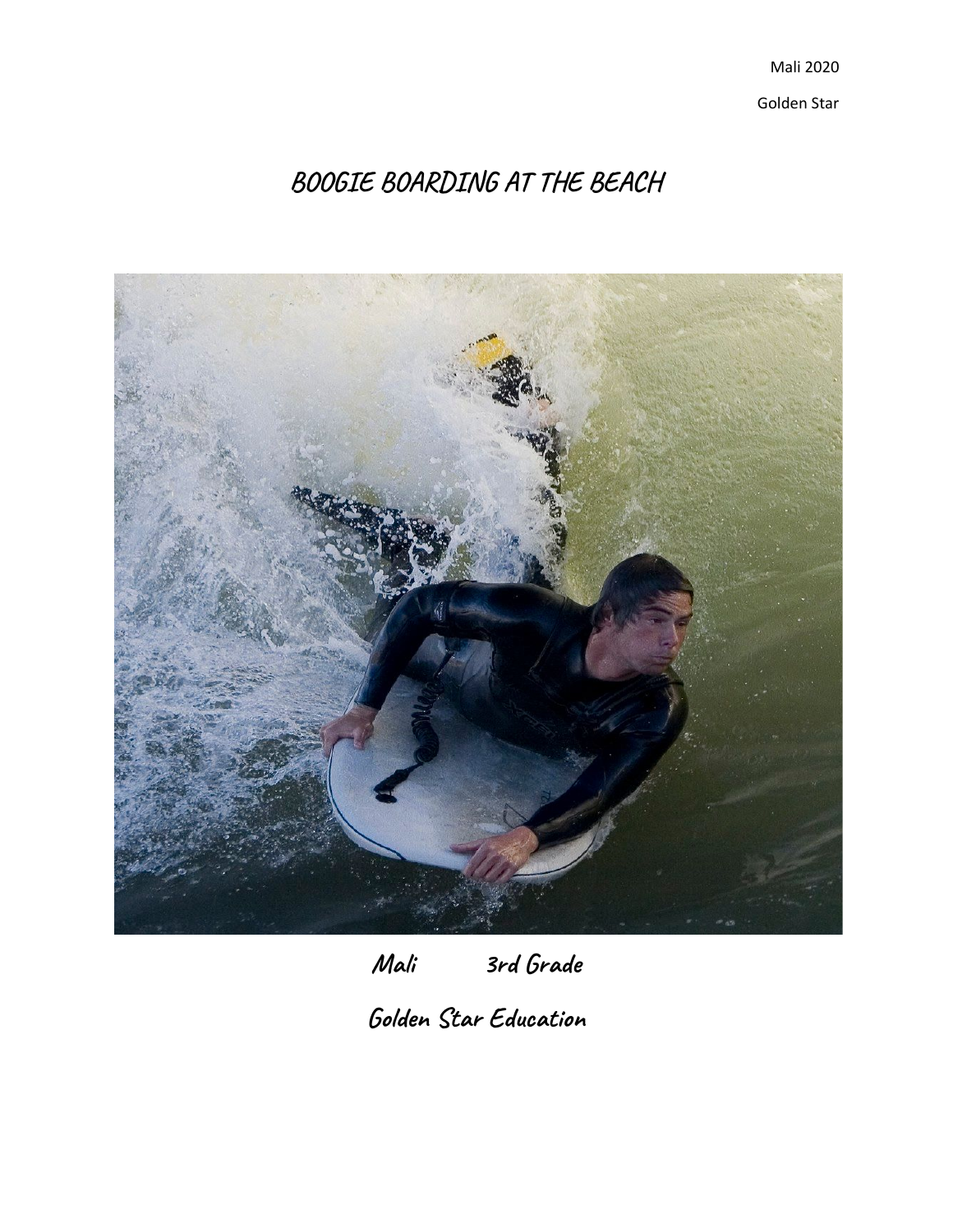Mali 2020

Golden Star

# BOOGIE BOARDING AT THE BEACH

**Mali 3rd Grade**

**Golden Star Education**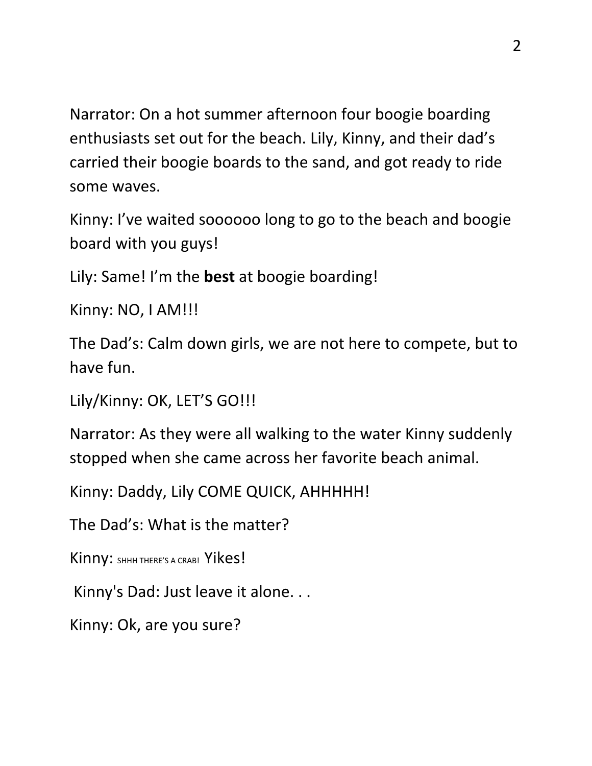Narrator: On a hot summer afternoon four boogie boarding enthusiasts set out for the beach. Lily, Kinny, and their dad's carried their boogie boards to the sand, and got ready to ride some waves.

Kinny: I've waited soooooo long to go to the beach and boogie board with you guys!

Lily: Same! I'm the **best** at boogie boarding!

Kinny: NO, I AM!!!

The Dad's: Calm down girls, we are not here to compete, but to have fun.

Lily/Kinny: OK, LET'S GO!!!

Narrator: As they were all walking to the water Kinny suddenly stopped when she came across her favorite beach animal.

Kinny: Daddy, Lily COME QUICK, AHHHHH!

The Dad's: What is the matter?

Kinny: SHHH THERE'S A CRAB! Yikes!

Kinny's Dad: Just leave it alone. . .

Kinny: Ok, are you sure?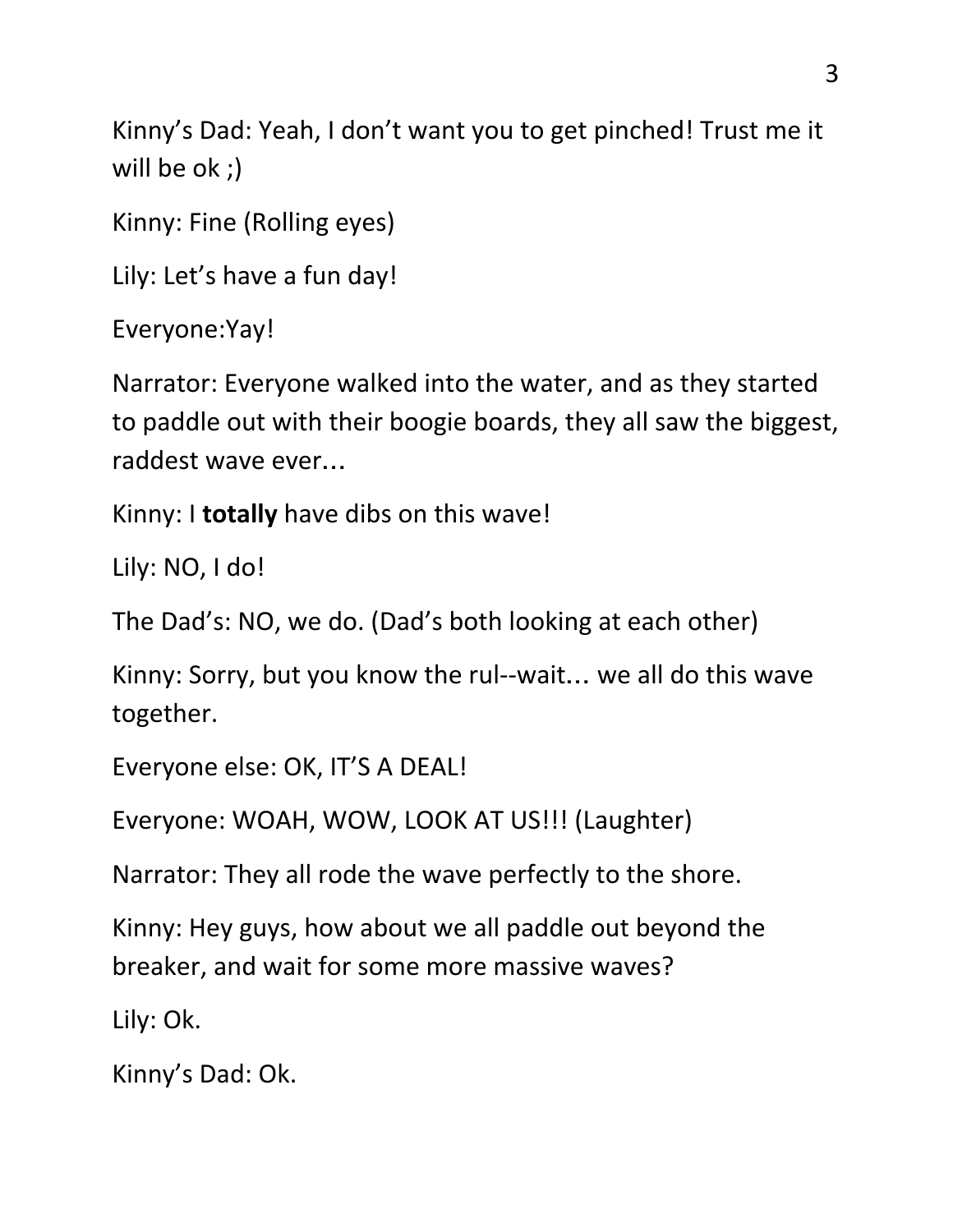Kinny's Dad: Yeah, I don't want you to get pinched! Trust me it will be ok ;)

Kinny: Fine (Rolling eyes)

Lily: Let's have a fun day!

Everyone:Yay!

Narrator: Everyone walked into the water, and as they started to paddle out with their boogie boards, they all saw the biggest, raddest wave ever…

Kinny: I **totally** have dibs on this wave!

Lily: NO, I do!

The Dad's: NO, we do. (Dad's both looking at each other)

Kinny: Sorry, but you know the rul--wait… we all do this wave together.

Everyone else: OK, IT'S A DEAL!

Everyone: WOAH, WOW, LOOK AT US!!! (Laughter)

Narrator: They all rode the wave perfectly to the shore.

Kinny: Hey guys, how about we all paddle out beyond the breaker, and wait for some more massive waves?

Lily: Ok.

Kinny's Dad: Ok.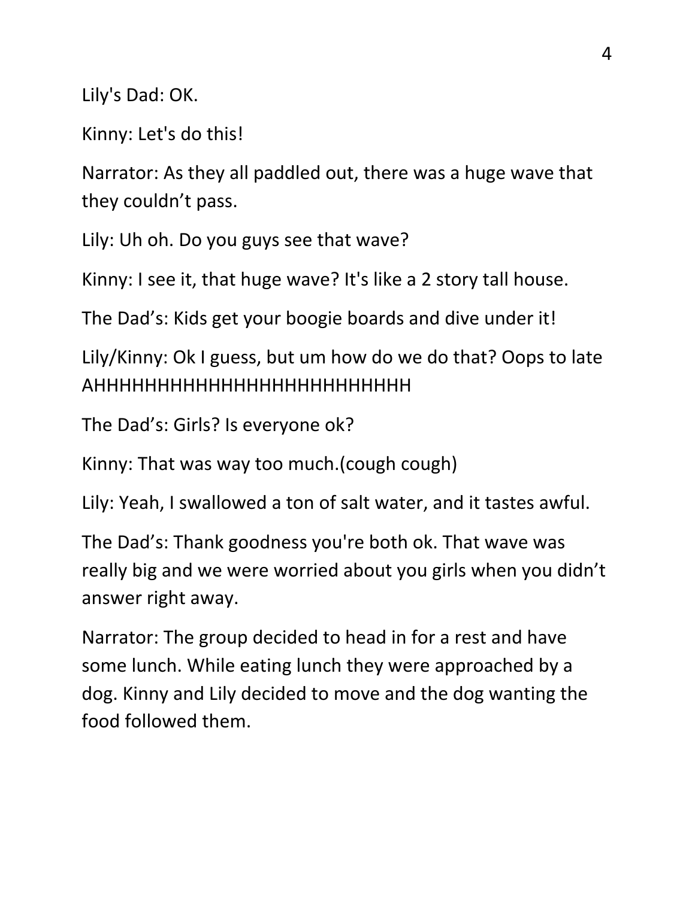Lily's Dad: OK.

Kinny: Let's do this!

Narrator: As they all paddled out, there was a huge wave that they couldn't pass.

Lily: Uh oh. Do you guys see that wave?

Kinny: I see it, that huge wave? It's like a 2 story tall house.

The Dad's: Kids get your boogie boards and dive under it!

Lily/Kinny: Ok I guess, but um how do we do that? Oops to late AHHHHHHHHHHHHHHHHHHHHHHHH

The Dad's: Girls? Is everyone ok?

Kinny: That was way too much.(cough cough)

Lily: Yeah, I swallowed a ton of salt water, and it tastes awful.

The Dad's: Thank goodness you're both ok. That wave was really big and we were worried about you girls when you didn't answer right away.

Narrator: The group decided to head in for a rest and have some lunch. While eating lunch they were approached by a dog. Kinny and Lily decided to move and the dog wanting the food followed them.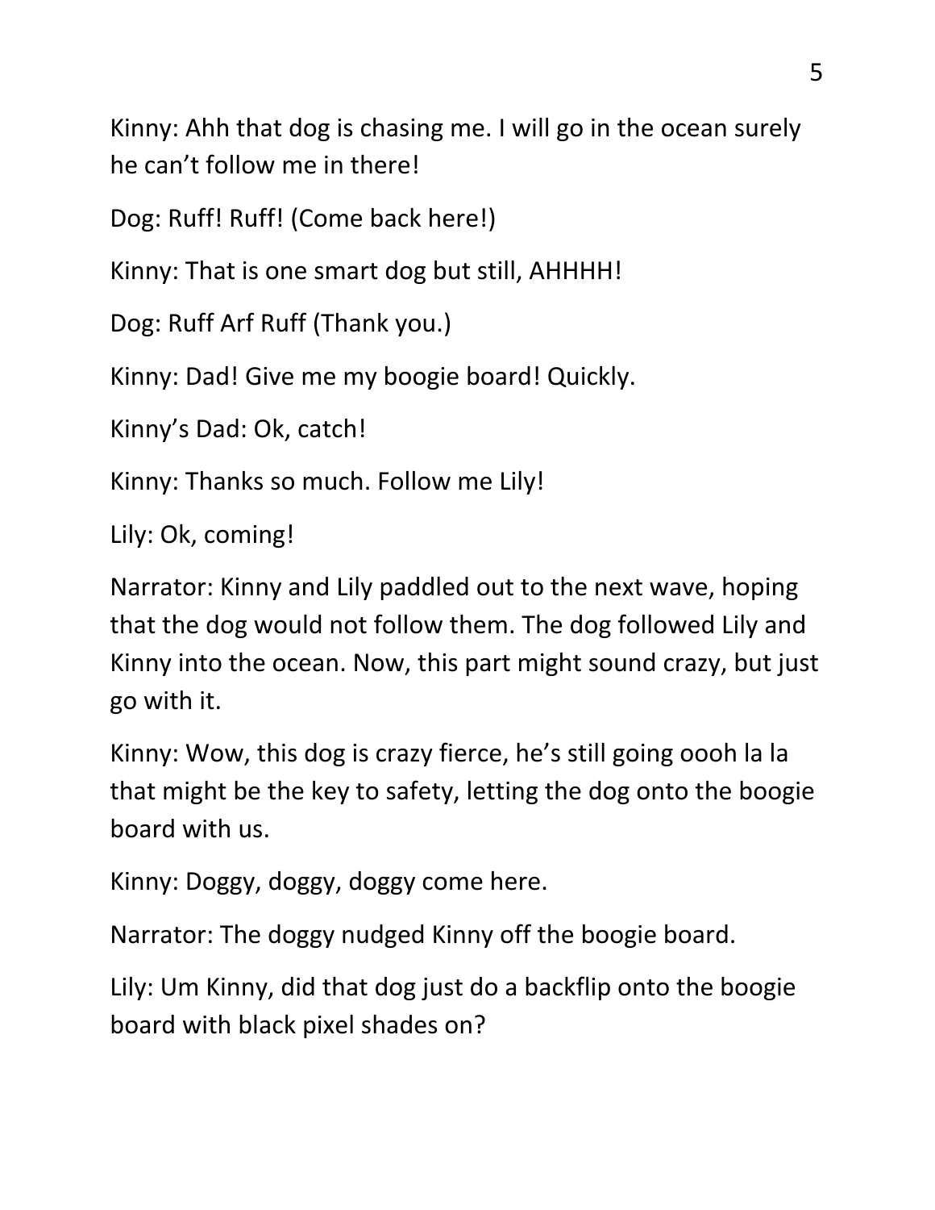Kinny: Ahh that dog is chasing me. I will go in the ocean surely he can't follow me in there!

Dog: Ruff! Ruff! (Come back here!)

Kinny: That is one smart dog but still, AHHHH!

Dog: Ruff Arf Ruff (Thank you.)

Kinny: Dad! Give me my boogie board! Quickly.

Kinny's Dad: Ok, catch!

Kinny: Thanks so much. Follow me Lily!

Lily: Ok, coming!

Narrator: Kinny and Lily paddled out to the next wave, hoping that the dog would not follow them. The dog followed Lily and Kinny into the ocean. Now, this part might sound crazy, but just go with it.

Kinny: Wow, this dog is crazy fierce, he's still going oooh la la that might be the key to safety, letting the dog onto the boogie board with us.

Kinny: Doggy, doggy, doggy come here.

Narrator: The doggy nudged Kinny off the boogie board.

Lily: Um Kinny, did that dog just do a backflip onto the boogie board with black pixel shades on?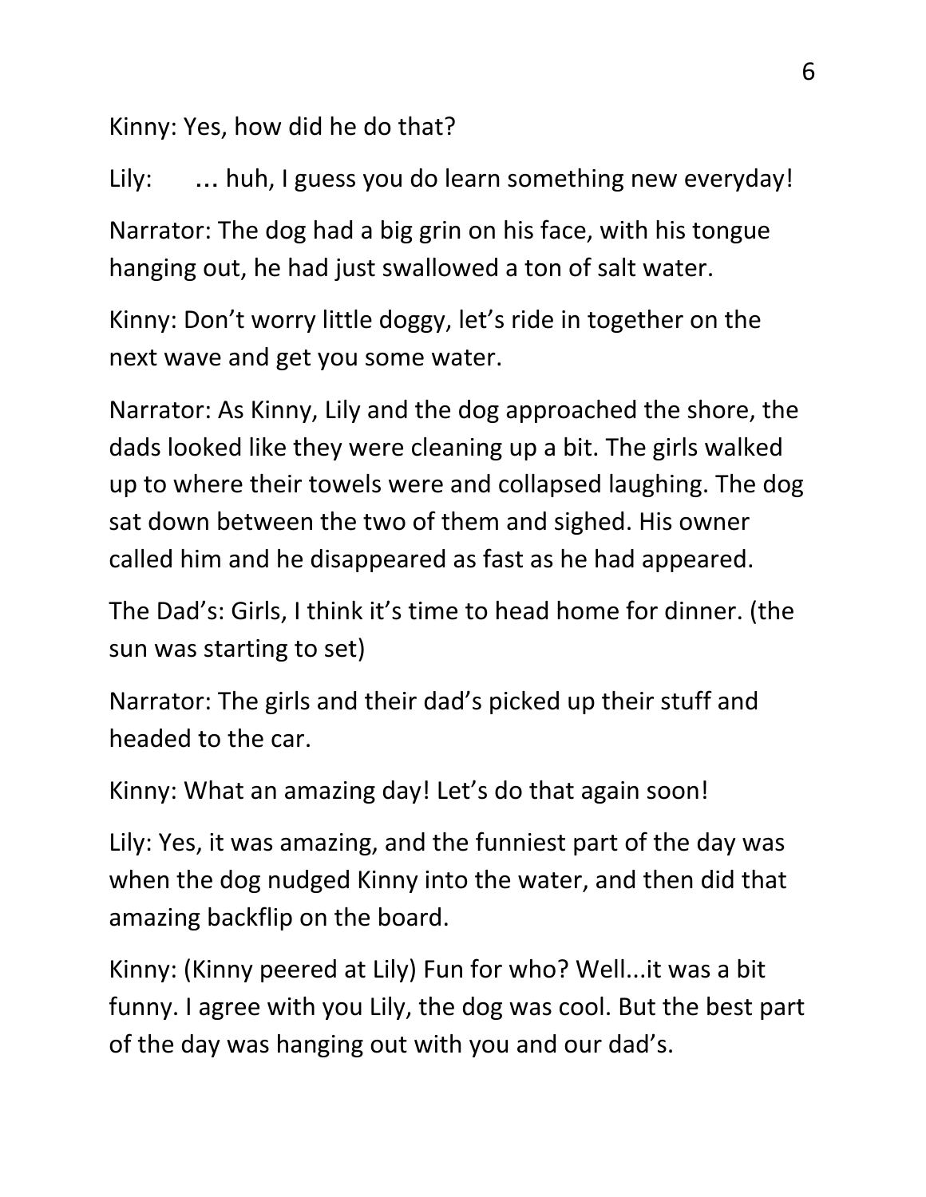Kinny: Yes, how did he do that?

Lily: … huh, I guess you do learn something new everyday!

Narrator: The dog had a big grin on his face, with his tongue hanging out, he had just swallowed a ton of salt water.

Kinny: Don't worry little doggy, let's ride in together on the next wave and get you some water.

Narrator: As Kinny, Lily and the dog approached the shore, the dads looked like they were cleaning up a bit. The girls walked up to where their towels were and collapsed laughing. The dog sat down between the two of them and sighed. His owner called him and he disappeared as fast as he had appeared.

The Dad's: Girls, I think it's time to head home for dinner. (the sun was starting to set)

Narrator: The girls and their dad's picked up their stuff and headed to the car.

Kinny: What an amazing day! Let's do that again soon!

Lily: Yes, it was amazing, and the funniest part of the day was when the dog nudged Kinny into the water, and then did that amazing backflip on the board.

Kinny: (Kinny peered at Lily) Fun for who? Well...it was a bit funny. I agree with you Lily, the dog was cool. But the best part of the day was hanging out with you and our dad's.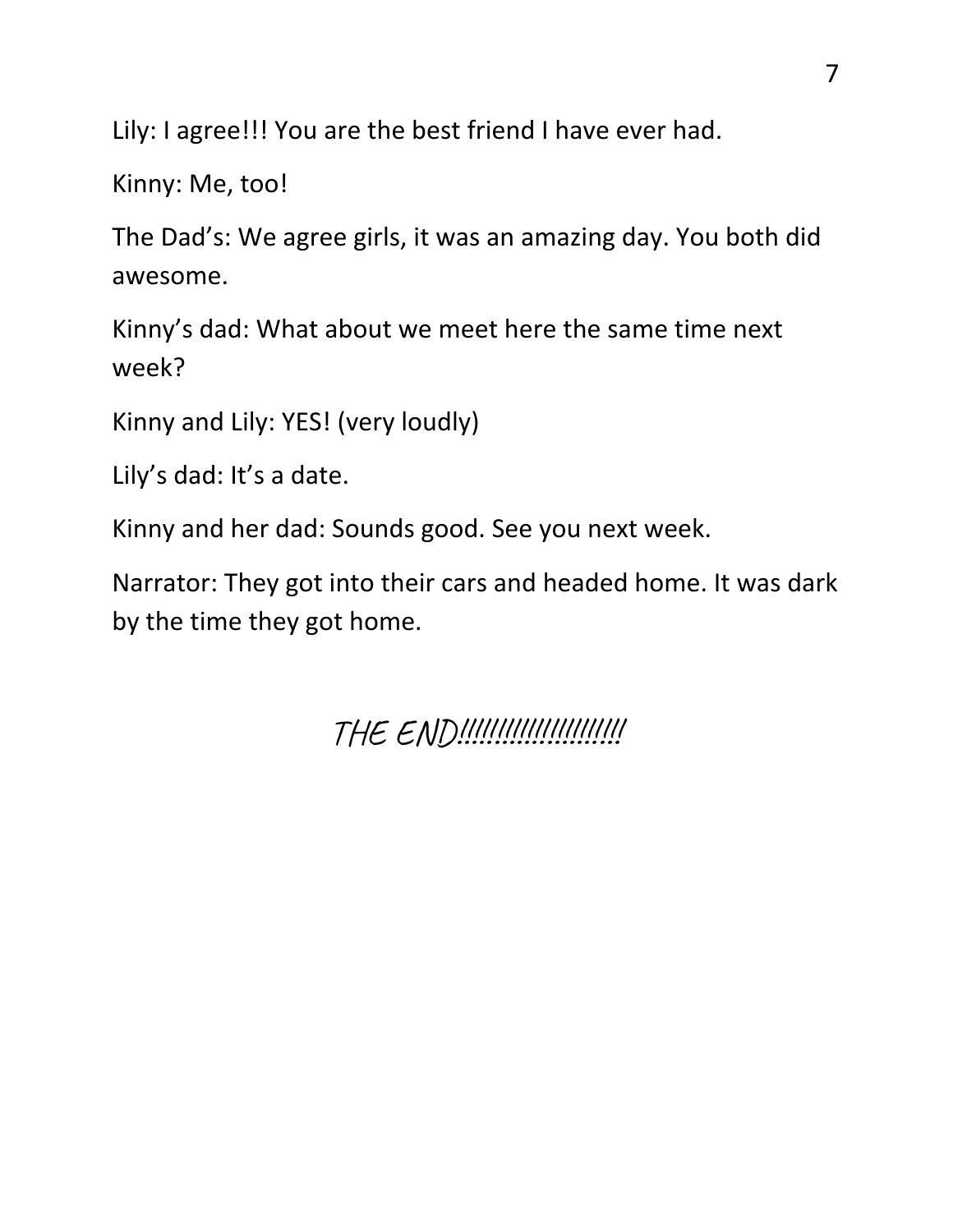Lily: I agree!!! You are the best friend I have ever had.

Kinny: Me, too!

The Dad's: We agree girls, it was an amazing day. You both did awesome.

Kinny's dad: What about we meet here the same time next week?

Kinny and Lily: YES! (very loudly)

Lily's dad: It's a date.

Kinny and her dad: Sounds good. See you next week.

Narrator: They got into their cars and headed home. It was dark by the time they got home.

THE END!!!!!!!!!!!!!!!!!!!!!!!